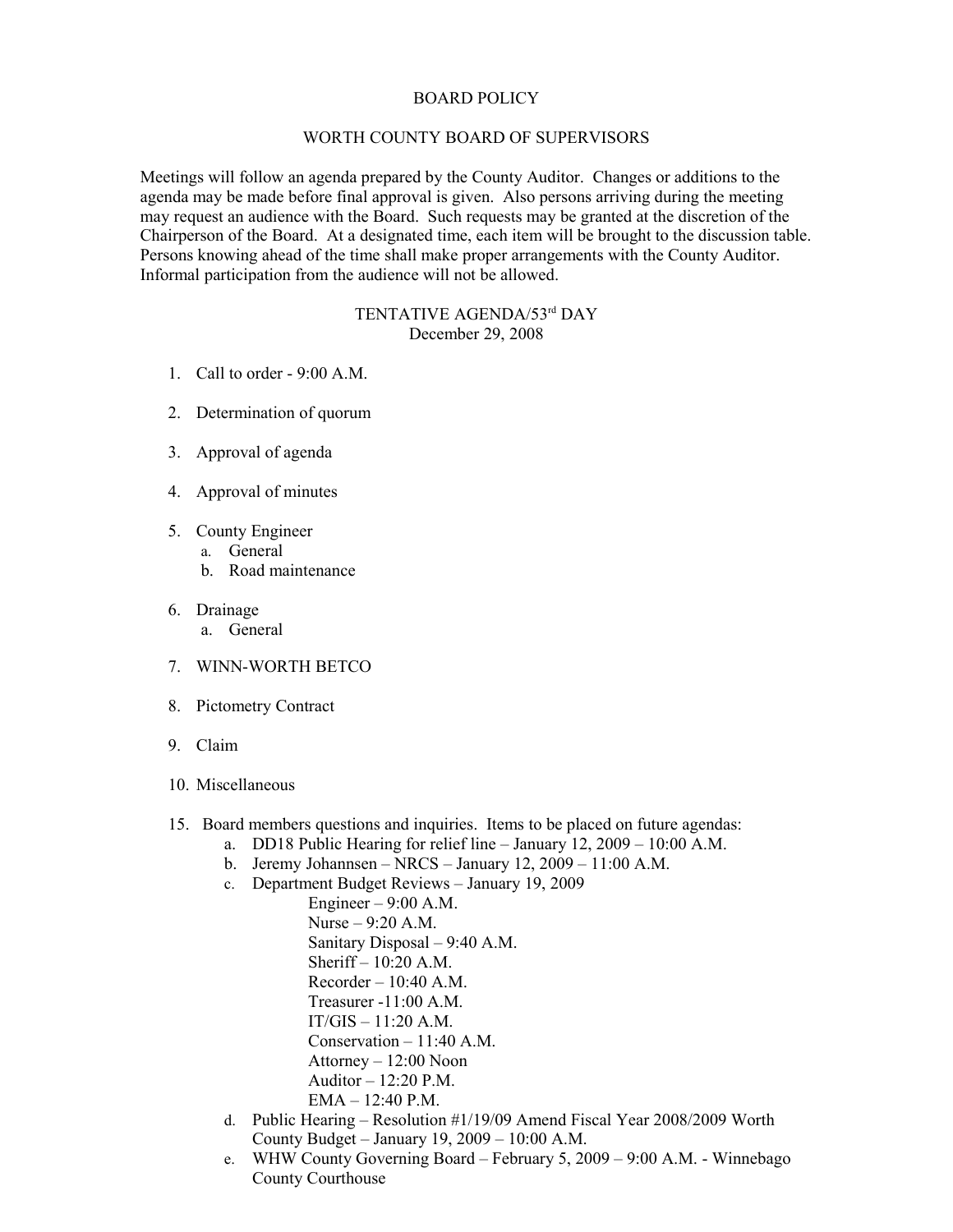# BOARD POLICY

## WORTH COUNTY BOARD OF SUPERVISORS

Meetings will follow an agenda prepared by the County Auditor. Changes or additions to the agenda may be made before final approval is given. Also persons arriving during the meeting may request an audience with the Board. Such requests may be granted at the discretion of the Chairperson of the Board. At a designated time, each item will be brought to the discussion table. Persons knowing ahead of the time shall make proper arrangements with the County Auditor. Informal participation from the audience will not be allowed.

### TENTATIVE AGENDA/53rd DAY
December 29, 2008

1. Call to order - 9:00 A.M.

2. Determination of quorum

3. Approval of agenda

4. Approval of minutes

5. County Engineer
   a. General
   b. Road maintenance

6. Drainage
   a. General

7. WINN-WORTH BETCO

8. Pictometry Contract

9. Claim

10. Miscellaneous

15. Board members questions and inquiries. Items to be placed on future agendas:
    a. DD18 Public Hearing for relief line – January 12, 2009 – 10:00 A.M.
    b. Jeremy Johannsen – NRCS – January 12, 2009 – 11:00 A.M.
    c. Department Budget Reviews – January 19, 2009
       - Engineer – 9:00 A.M.
       - Nurse – 9:20 A.M.
       - Sanitary Disposal – 9:40 A.M.
       - Sheriff – 10:20 A.M.
       - Recorder – 10:40 A.M.
       - Treasurer -11:00 A.M.
       - IT/GIS – 11:20 A.M.
       - Conservation – 11:40 A.M.
       - Attorney – 12:00 Noon
       - Auditor – 12:20 P.M.
       - EMA – 12:40 P.M.
    d. Public Hearing – Resolution #1/19/09 Amend Fiscal Year 2008/2009 Worth County Budget – January 19, 2009 – 10:00 A.M.
    e. WHW County Governing Board – February 5, 2009 – 9:00 A.M. - Winnebago County Courthouse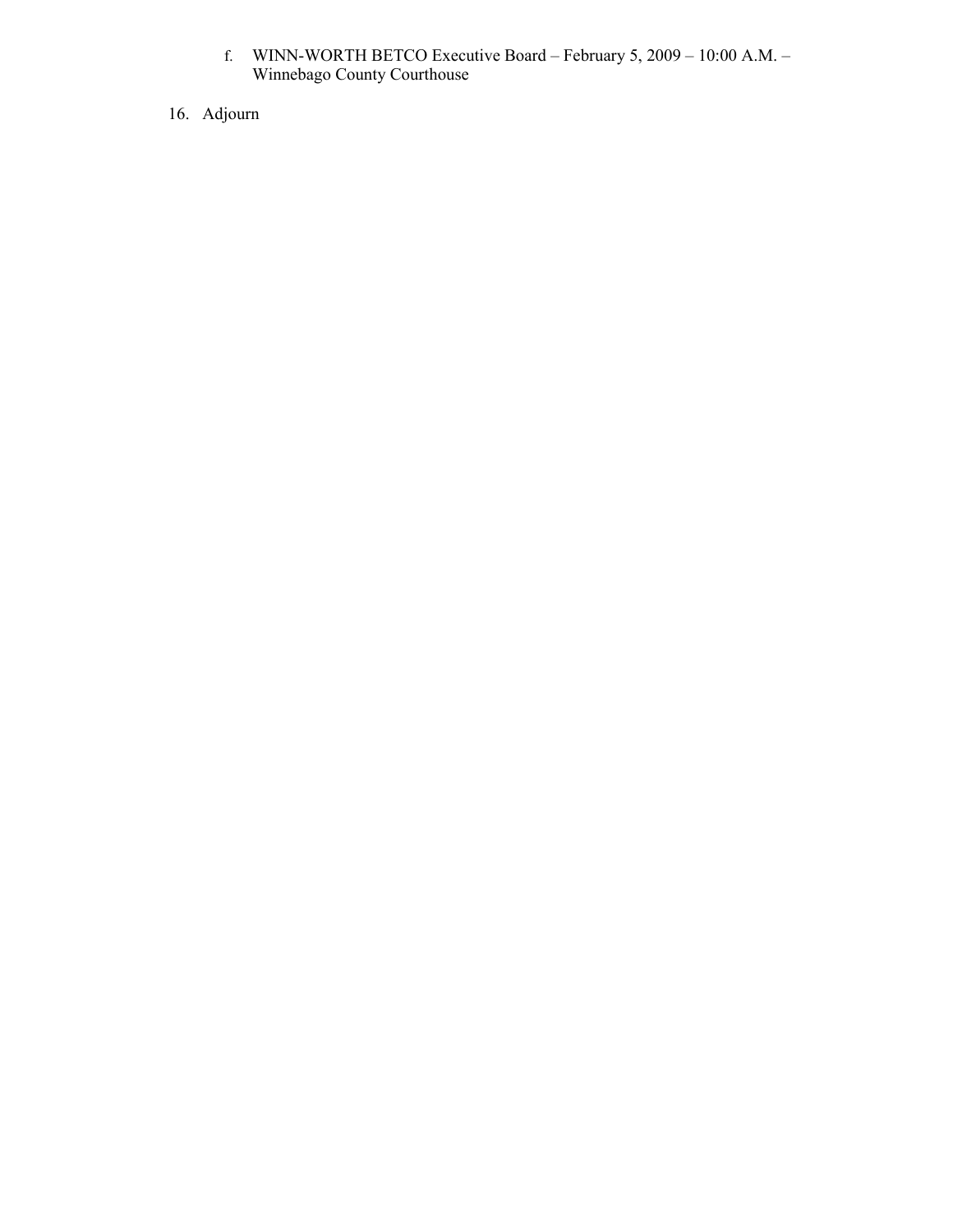f. WINN-WORTH BETCO Executive Board – February 5, 2009 – 10:00 A.M. – Winnebago County Courthouse

16. Adjourn